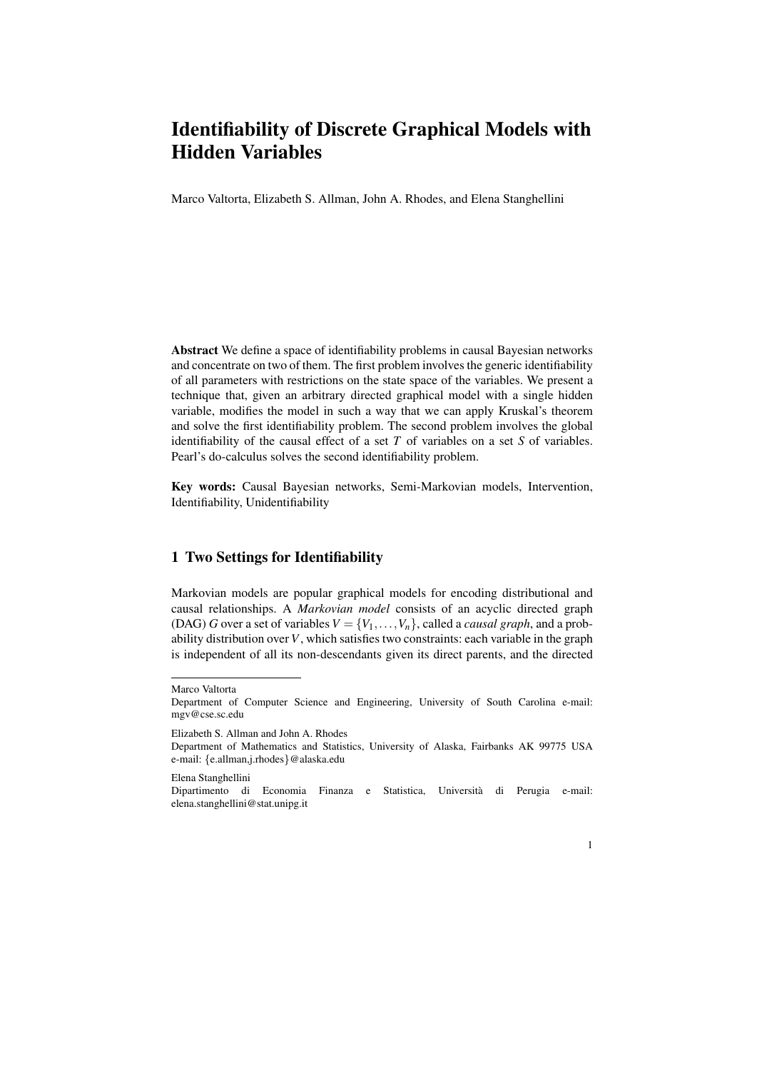# Identifiability of Discrete Graphical Models with Hidden Variables

Marco Valtorta, Elizabeth S. Allman, John A. Rhodes, and Elena Stanghellini

**Abstract** We define a space of identifiability problems in causal Bayesian networks and concentrate on two of them. The first problem involves the generic identifiability of all parameters with restrictions on the state space of the variables. We present a technique that, given an arbitrary directed graphical model with a single hidden variable, modifies the model in such a way that we can apply Kruskal's theorem and solve the first identifiability problem. The second problem involves the global identifiability of the causal effect of a set $T$ of variables on a set $S$ of variables. Pearl's do-calculus solves the second identifiability problem.

**Key words:** Causal Bayesian networks, Semi-Markovian models, Intervention, Identifiability, Unidentifiability

## 1 Two Settings for Identifiability

Markovian models are popular graphical models for encoding distributional and causal relationships. A *Markovian model* consists of an acyclic directed graph (DAG) $G$ over a set of variables $V = \{V_1, \ldots, V_n\}$, called a *causal graph*, and a probability distribution over $V$, which satisfies two constraints: each variable in the graph is independent of all its non-descendants given its direct parents, and the directed

---

Marco Valtorta
Department of Computer Science and Engineering, University of South Carolina e-mail: mgv@cse.sc.edu

Elizabeth S. Allman and John A. Rhodes
Department of Mathematics and Statistics, University of Alaska, Fairbanks AK 99775 USA e-mail: {e.allman,j.rhodes}@alaska.edu

Elena Stanghellini
Dipartimento di Economia Finanza e Statistica, Università di Perugia e-mail: elena.stanghellini@stat.unipg.it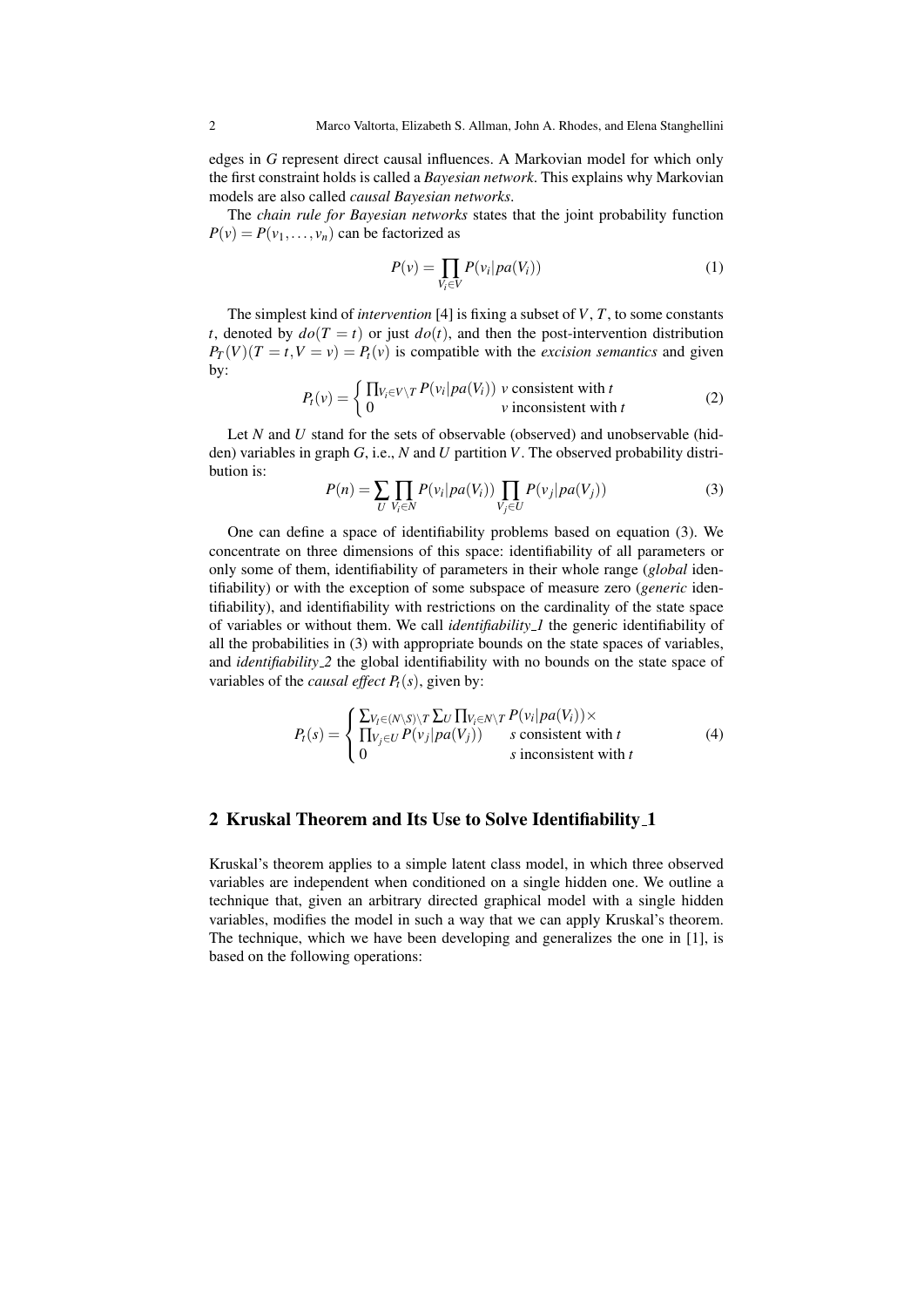edges in $G$ represent direct causal influences. A Markovian model for which only the first constraint holds is called a *Bayesian network*. This explains why Markovian models are also called *causal Bayesian networks*.

The *chain rule for Bayesian networks* states that the joint probability function $P(v) = P(v_1, \ldots, v_n)$ can be factorized as

$$P(v) = \prod_{V_i \in V} P(v_i | pa(V_i)) \tag{1}$$

The simplest kind of *intervention* [4] is fixing a subset of $V$, $T$, to some constants $t$, denoted by $do(T = t)$ or just $do(t)$, and then the post-intervention distribution $P_T(V)(T = t, V = v) = P_t(v)$ is compatible with the *excision semantics* and given by:

$$P_t(v) = \begin{cases} \prod_{V_i \in V \setminus T} P(v_i | pa(V_i)) & v \text{ consistent with } t \\ 0 & v \text{ inconsistent with } t \end{cases} \tag{2}$$

Let $N$ and $U$ stand for the sets of observable (observed) and unobservable (hidden) variables in graph $G$, i.e., $N$ and $U$ partition $V$. The observed probability distribution is:

$$P(n) = \sum_U \prod_{V_i \in N} P(v_i | pa(V_i)) \prod_{V_j \in U} P(v_j | pa(V_j)) \tag{3}$$

One can define a space of identifiability problems based on equation (3). We concentrate on three dimensions of this space: identifiability of all parameters or only some of them, identifiability of parameters in their whole range (*global* identifiability) or with the exception of some subspace of measure zero (*generic* identifiability), and identifiability with restrictions on the cardinality of the state space of variables or without them. We call *identifiability_1* the generic identifiability of all the probabilities in (3) with appropriate bounds on the state spaces of variables, and *identifiability_2* the global identifiability with no bounds on the state space of variables of the *causal effect* $P_t(s)$, given by:

$$P_t(s) = \begin{cases} \sum_{V_l \in (N \setminus S) \setminus T} \sum_U \prod_{V_i \in N \setminus T} P(v_i | pa(V_i)) \times \\ \prod_{V_j \in U} P(v_j | pa(V_j)) & s \text{ consistent with } t \\ 0 & s \text{ inconsistent with } t \end{cases} \tag{4}$$

## 2 Kruskal Theorem and Its Use to Solve Identifiability_1

Kruskal's theorem applies to a simple latent class model, in which three observed variables are independent when conditioned on a single hidden one. We outline a technique that, given an arbitrary directed graphical model with a single hidden variables, modifies the model in such a way that we can apply Kruskal's theorem. The technique, which we have been developing and generalizes the one in [1], is based on the following operations: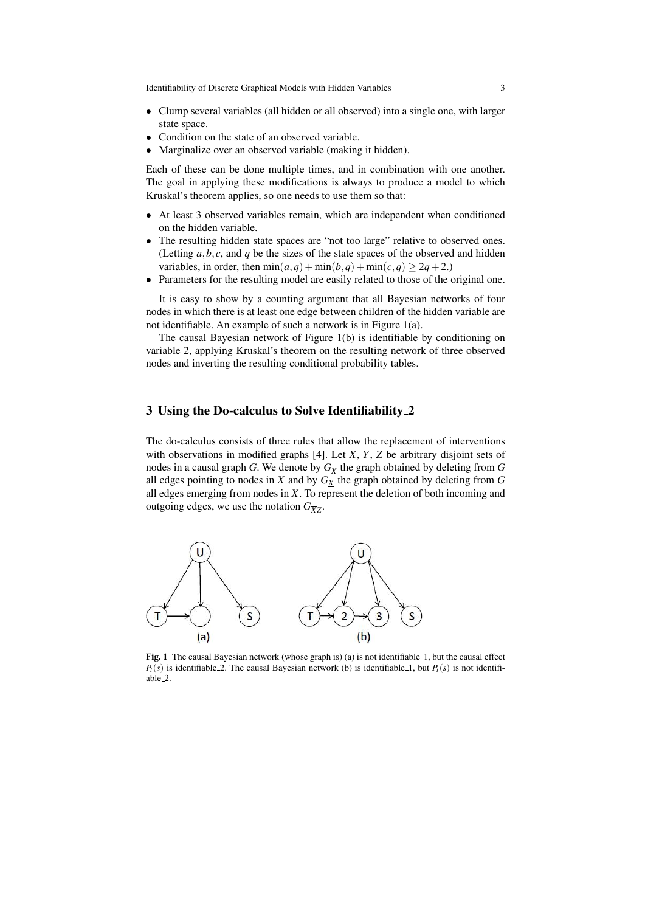- Clump several variables (all hidden or all observed) into a single one, with larger state space.
- Condition on the state of an observed variable.
- Marginalize over an observed variable (making it hidden).

Each of these can be done multiple times, and in combination with one another. The goal in applying these modifications is always to produce a model to which Kruskal's theorem applies, so one needs to use them so that:

- At least 3 observed variables remain, which are independent when conditioned on the hidden variable.
- The resulting hidden state spaces are "not too large" relative to observed ones. (Letting $a, b, c$, and $q$ be the sizes of the state spaces of the observed and hidden variables, in order, then $\min(a,q) + \min(b,q) + \min(c,q) \geq 2q + 2$.)
- Parameters for the resulting model are easily related to those of the original one.

It is easy to show by a counting argument that all Bayesian networks of four nodes in which there is at least one edge between children of the hidden variable are not identifiable. An example of such a network is in Figure 1(a).

The causal Bayesian network of Figure 1(b) is identifiable by conditioning on variable 2, applying Kruskal's theorem on the resulting network of three observed nodes and inverting the resulting conditional probability tables.

## 3 Using the Do-calculus to Solve Identifiability_2

The do-calculus consists of three rules that allow the replacement of interventions with observations in modified graphs [4]. Let $X$, $Y$, $Z$ be arbitrary disjoint sets of nodes in a causal graph $G$. We denote by $G_{\overline{X}}$ the graph obtained by deleting from $G$ all edges pointing to nodes in $X$ and by $G_{\underline{X}}$ the graph obtained by deleting from $G$ all edges emerging from nodes in $X$. To represent the deletion of both incoming and outgoing edges, we use the notation $G_{\overline{X}\underline{Z}}$.

**Fig. 1** The causal Bayesian network (whose graph is) (a) is not identifiable_1, but the causal effect $P_t(s)$ is identifiable_2. The causal Bayesian network (b) is identifiable_1, but $P_t(s)$ is not identifiable_2.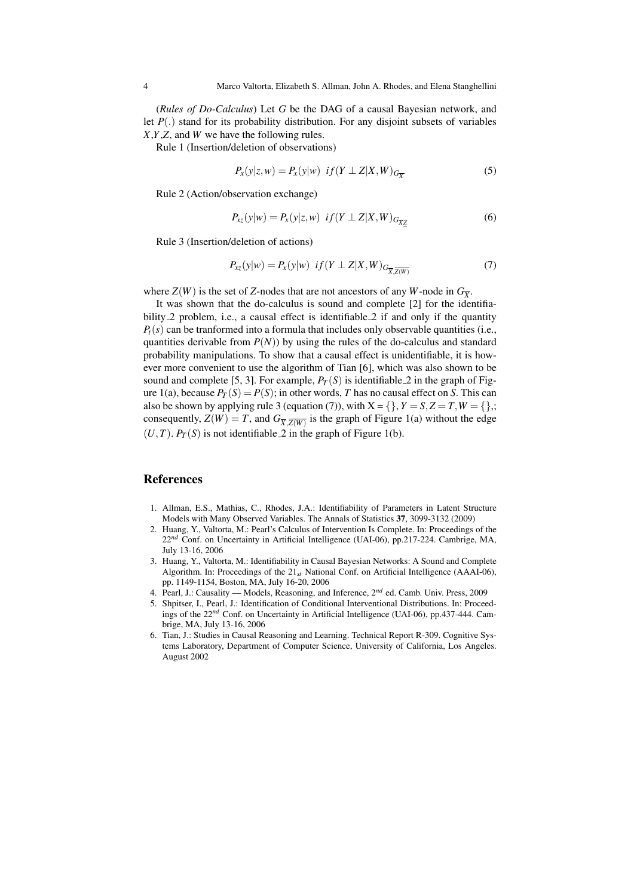(*Rules of Do-Calculus*) Let $G$ be the DAG of a causal Bayesian network, and let $P(.)$ stand for its probability distribution. For any disjoint subsets of variables $X$,$Y$,$Z$, and $W$ we have the following rules.

Rule 1 (Insertion/deletion of observations)

$$P_x(y|z,w) = P_x(y|w) \;\; if(Y \perp Z|X,W)_{G_{\overline{X}}} \tag{5}$$

Rule 2 (Action/observation exchange)

$$P_{xz}(y|w) = P_x(y|z,w) \;\; if(Y \perp Z|X,W)_{G_{\overline{X}\underline{Z}}} \tag{6}$$

Rule 3 (Insertion/deletion of actions)

$$P_{xz}(y|w) = P_x(y|w) \;\; if(Y \perp Z|X,W)_{G_{\overline{X},\overline{Z(W)}}} \tag{7}$$

where $Z(W)$ is the set of $Z$-nodes that are not ancestors of any $W$-node in $G_{\overline{X}}$.

It was shown that the do-calculus is sound and complete [2] for the identifiability_2 problem, i.e., a causal effect is identifiable_2 if and only if the quantity $P_t(s)$ can be tranformed into a formula that includes only observable quantities (i.e., quantities derivable from $P(N)$) by using the rules of the do-calculus and standard probability manipulations. To show that a causal effect is unidentifiable, it is however more convenient to use the algorithm of Tian [6], which was also shown to be sound and complete [5, 3]. For example, $P_T(S)$ is identifiable_2 in the graph of Figure 1(a), because $P_T(S) = P(S)$; in other words, $T$ has no causal effect on $S$. This can also be shown by applying rule 3 (equation (7)), with X = $\{\}$, $Y = S, Z = T, W = \{\}$,; consequently, $Z(W) = T$, and $G_{\overline{X},\overline{Z(W)}}$ is the graph of Figure 1(a) without the edge $(U,T)$. $P_T(S)$ is not identifiable_2 in the graph of Figure 1(b).

## References

1. Allman, E.S., Mathias, C., Rhodes, J.A.: Identifiability of Parameters in Latent Structure Models with Many Observed Variables. The Annals of Statistics **37**, 3099-3132 (2009)
2. Huang, Y., Valtorta, M.: Pearl's Calculus of Intervention Is Complete. In: Proceedings of the 22nd Conf. on Uncertainty in Artificial Intelligence (UAI-06), pp.217-224. Cambrige, MA, July 13-16, 2006
3. Huang, Y., Valtorta, M.: Identifiability in Causal Bayesian Networks: A Sound and Complete Algorithm. In: Proceedings of the 21st National Conf. on Artificial Intelligence (AAAI-06), pp. 1149-1154, Boston, MA, July 16-20, 2006
4. Pearl, J.: Causality — Models, Reasoning, and Inference, 2nd ed. Camb. Univ. Press, 2009
5. Shpitser, I., Pearl, J.: Identification of Conditional Interventional Distributions. In: Proceedings of the 22nd Conf. on Uncertainty in Artificial Intelligence (UAI-06), pp.437-444. Cambrige, MA, July 13-16, 2006
6. Tian, J.: Studies in Causal Reasoning and Learning. Technical Report R-309. Cognitive Systems Laboratory, Department of Computer Science, University of California, Los Angeles. August 2002